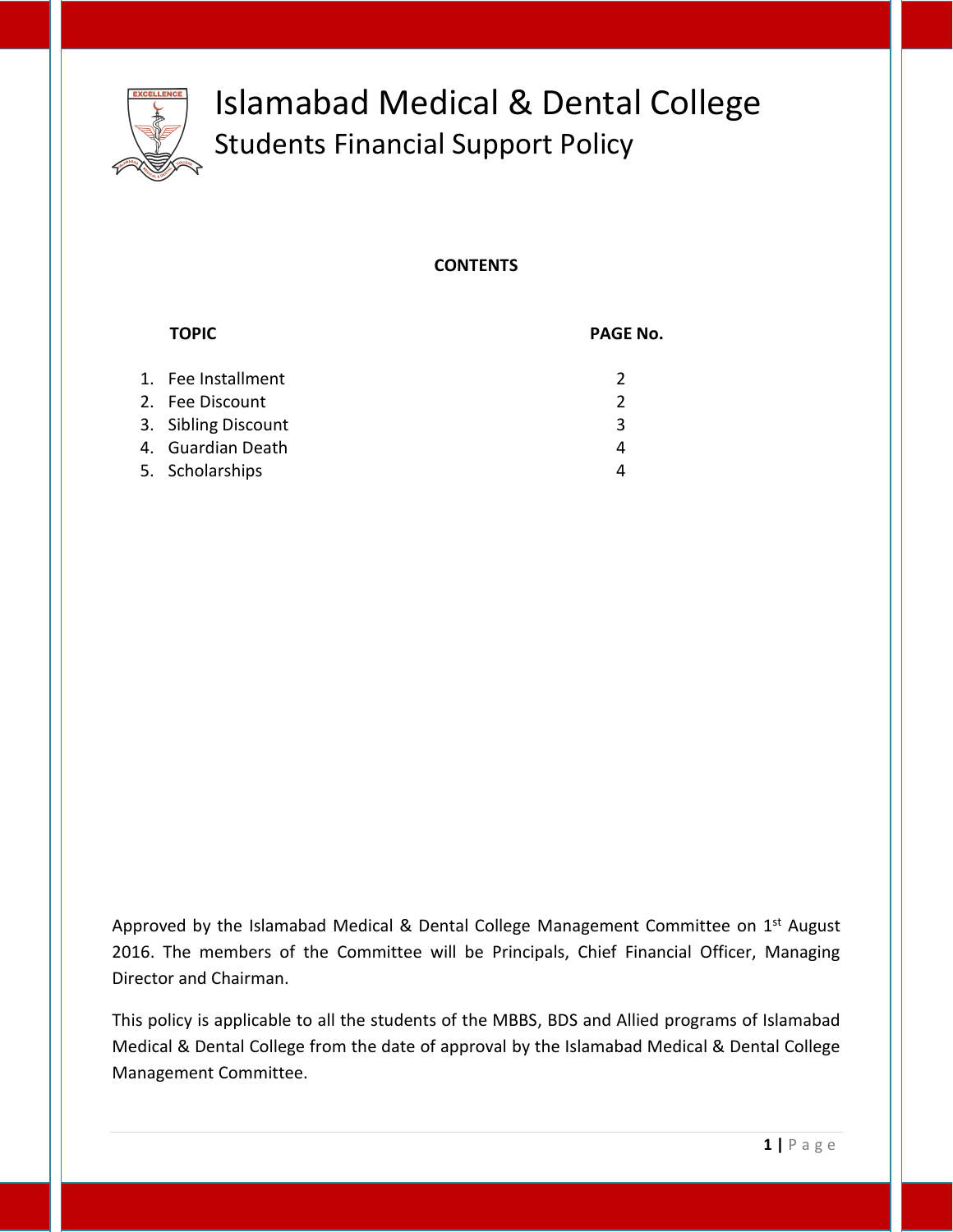# Islamabad Medical & Dental College

## Students Financial Support Policy

**CONTENTS**

| TOPIC | PAGE No. |
|---|---|
| 1. Fee Installment | 2 |
| 2. Fee Discount | 2 |
| 3. Sibling Discount | 3 |
| 4. Guardian Death | 4 |
| 5. Scholarships | 4 |

Approved by the Islamabad Medical & Dental College Management Committee on 1st August 2016. The members of the Committee will be Principals, Chief Financial Officer, Managing Director and Chairman.

This policy is applicable to all the students of the MBBS, BDS and Allied programs of Islamabad Medical & Dental College from the date of approval by the Islamabad Medical & Dental College Management Committee.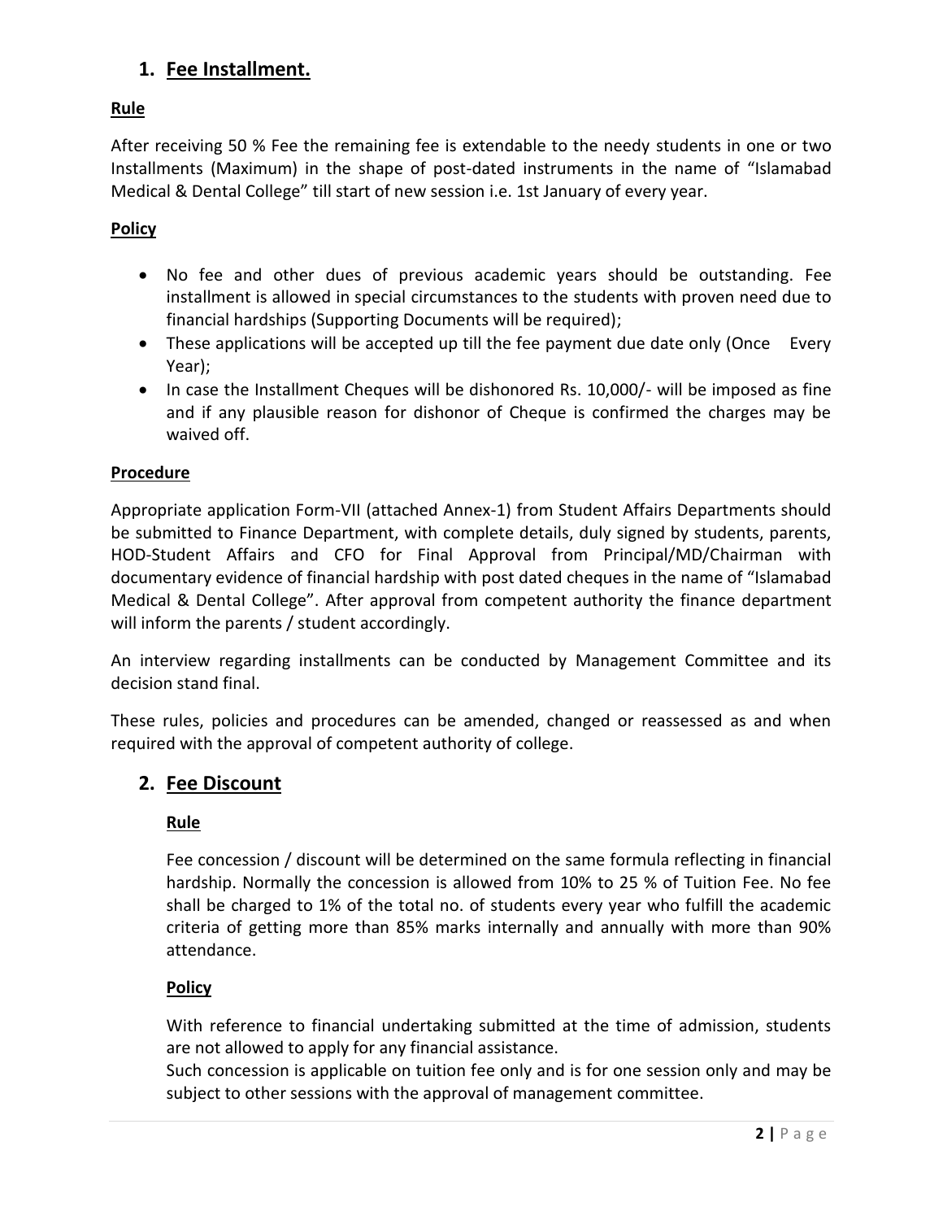## 1. Fee Installment.

**Rule**

After receiving 50 % Fee the remaining fee is extendable to the needy students in one or two Installments (Maximum) in the shape of post-dated instruments in the name of "Islamabad Medical & Dental College" till start of new session i.e. 1st January of every year.

**Policy**

- No fee and other dues of previous academic years should be outstanding. Fee installment is allowed in special circumstances to the students with proven need due to financial hardships (Supporting Documents will be required);
- These applications will be accepted up till the fee payment due date only (Once Every Year);
- In case the Installment Cheques will be dishonored Rs. 10,000/- will be imposed as fine and if any plausible reason for dishonor of Cheque is confirmed the charges may be waived off.

**Procedure**

Appropriate application Form-VII (attached Annex-1) from Student Affairs Departments should be submitted to Finance Department, with complete details, duly signed by students, parents, HOD-Student Affairs and CFO for Final Approval from Principal/MD/Chairman with documentary evidence of financial hardship with post dated cheques in the name of "Islamabad Medical & Dental College". After approval from competent authority the finance department will inform the parents / student accordingly.

An interview regarding installments can be conducted by Management Committee and its decision stand final.

These rules, policies and procedures can be amended, changed or reassessed as and when required with the approval of competent authority of college.

## 2. Fee Discount

**Rule**

Fee concession / discount will be determined on the same formula reflecting in financial hardship. Normally the concession is allowed from 10% to 25 % of Tuition Fee. No fee shall be charged to 1% of the total no. of students every year who fulfill the academic criteria of getting more than 85% marks internally and annually with more than 90% attendance.

**Policy**

With reference to financial undertaking submitted at the time of admission, students are not allowed to apply for any financial assistance.
Such concession is applicable on tuition fee only and is for one session only and may be subject to other sessions with the approval of management committee.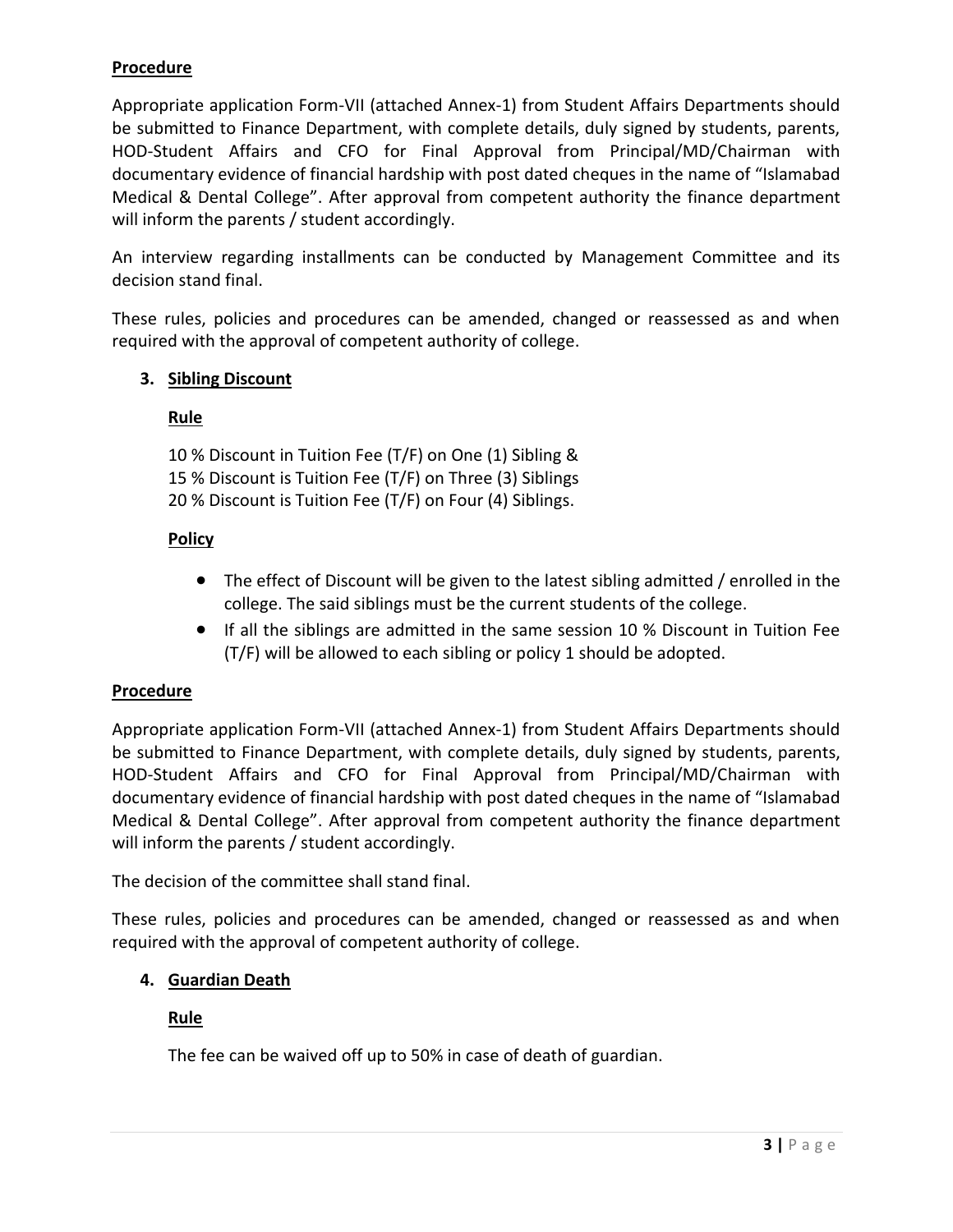**Procedure**

Appropriate application Form-VII (attached Annex-1) from Student Affairs Departments should be submitted to Finance Department, with complete details, duly signed by students, parents, HOD-Student Affairs and CFO for Final Approval from Principal/MD/Chairman with documentary evidence of financial hardship with post dated cheques in the name of "Islamabad Medical & Dental College". After approval from competent authority the finance department will inform the parents / student accordingly.

An interview regarding installments can be conducted by Management Committee and its decision stand final.

These rules, policies and procedures can be amended, changed or reassessed as and when required with the approval of competent authority of college.

3. **Sibling Discount**

   **Rule**

   10 % Discount in Tuition Fee (T/F) on One (1) Sibling &
   15 % Discount is Tuition Fee (T/F) on Three (3) Siblings
   20 % Discount is Tuition Fee (T/F) on Four (4) Siblings.

   **Policy**

   - The effect of Discount will be given to the latest sibling admitted / enrolled in the college. The said siblings must be the current students of the college.
   - If all the siblings are admitted in the same session 10 % Discount in Tuition Fee (T/F) will be allowed to each sibling or policy 1 should be adopted.

**Procedure**

Appropriate application Form-VII (attached Annex-1) from Student Affairs Departments should be submitted to Finance Department, with complete details, duly signed by students, parents, HOD-Student Affairs and CFO for Final Approval from Principal/MD/Chairman with documentary evidence of financial hardship with post dated cheques in the name of "Islamabad Medical & Dental College". After approval from competent authority the finance department will inform the parents / student accordingly.

The decision of the committee shall stand final.

These rules, policies and procedures can be amended, changed or reassessed as and when required with the approval of competent authority of college.

4. **Guardian Death**

   **Rule**

   The fee can be waived off up to 50% in case of death of guardian.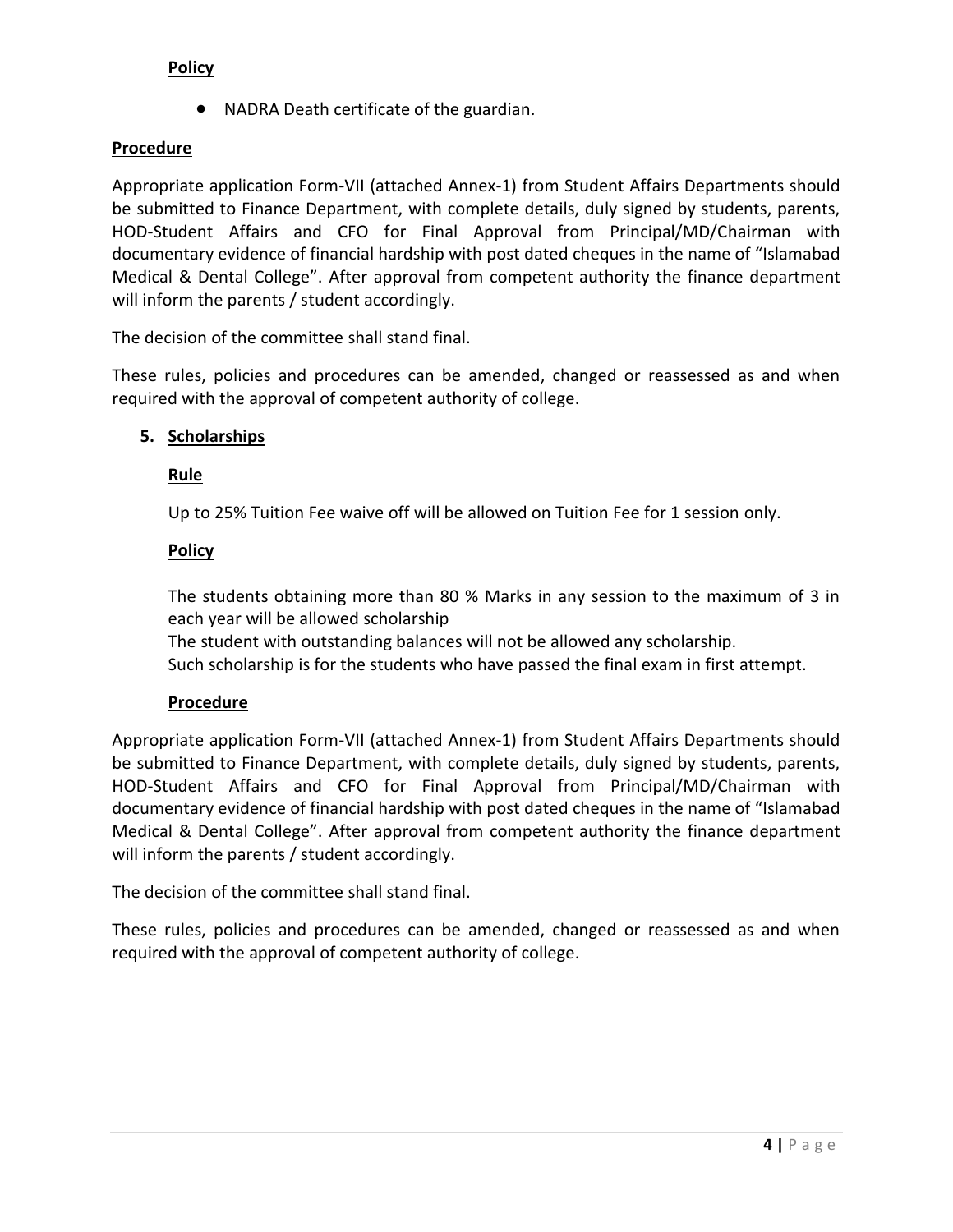**Policy**

- NADRA Death certificate of the guardian.

**Procedure**

Appropriate application Form-VII (attached Annex-1) from Student Affairs Departments should be submitted to Finance Department, with complete details, duly signed by students, parents, HOD-Student Affairs and CFO for Final Approval from Principal/MD/Chairman with documentary evidence of financial hardship with post dated cheques in the name of "Islamabad Medical & Dental College". After approval from competent authority the finance department will inform the parents / student accordingly.

The decision of the committee shall stand final.

These rules, policies and procedures can be amended, changed or reassessed as and when required with the approval of competent authority of college.

## 5. Scholarships

**Rule**

Up to 25% Tuition Fee waive off will be allowed on Tuition Fee for 1 session only.

**Policy**

The students obtaining more than 80 % Marks in any session to the maximum of 3 in each year will be allowed scholarship

The student with outstanding balances will not be allowed any scholarship.

Such scholarship is for the students who have passed the final exam in first attempt.

**Procedure**

Appropriate application Form-VII (attached Annex-1) from Student Affairs Departments should be submitted to Finance Department, with complete details, duly signed by students, parents, HOD-Student Affairs and CFO for Final Approval from Principal/MD/Chairman with documentary evidence of financial hardship with post dated cheques in the name of "Islamabad Medical & Dental College". After approval from competent authority the finance department will inform the parents / student accordingly.

The decision of the committee shall stand final.

These rules, policies and procedures can be amended, changed or reassessed as and when required with the approval of competent authority of college.